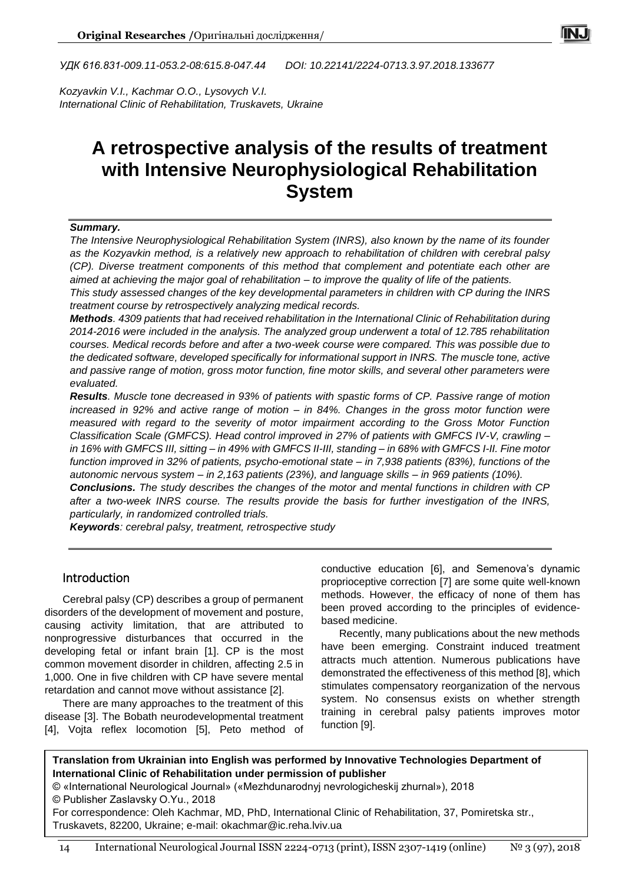УДК 616.831-009.11-053.2-08:615.8-047.44 DOI: 10.22141/2224-0713.3.97.2018.133677

*Kozyavkin V.I., Kachmar O.O., Lysovych V.I.*
*International Clinic of Rehabilitation, Truskavets, Ukraine*

# A retrospective analysis of the results of treatment with Intensive Neurophysiological Rehabilitation System

***Summary.***

*The Intensive Neurophysiological Rehabilitation System (INRS), also known by the name of its founder as the Kozyavkin method, is a relatively new approach to rehabilitation of children with cerebral palsy (CP). Diverse treatment components of this method that complement and potentiate each other are aimed at achieving the major goal of rehabilitation – to improve the quality of life of the patients.*

*This study assessed changes of the key developmental parameters in children with CP during the INRS treatment course by retrospectively analyzing medical records.*

***Methods****. 4309 patients that had received rehabilitation in the International Clinic of Rehabilitation during 2014-2016 were included in the analysis. The analyzed group underwent a total of 12.785 rehabilitation courses. Medical records before and after a two-week course were compared. This was possible due to the dedicated software, developed specifically for informational support in INRS. The muscle tone, active and passive range of motion, gross motor function, fine motor skills, and several other parameters were evaluated.*

***Results****. Muscle tone decreased in 93% of patients with spastic forms of CP. Passive range of motion increased in 92% and active range of motion – in 84%. Changes in the gross motor function were measured with regard to the severity of motor impairment according to the Gross Motor Function Classification Scale (GMFCS). Head control improved in 27% of patients with GMFCS IV-V, crawling – in 16% with GMFCS III, sitting – in 49% with GMFCS II-III, standing – in 68% with GMFCS I-II. Fine motor function improved in 32% of patients, psycho-emotional state – in 7,938 patients (83%), functions of the autonomic nervous system – in 2,163 patients (23%), and language skills – in 969 patients (10%).*

***Conclusions.*** *The study describes the changes of the motor and mental functions in children with CP after a two-week INRS course. The results provide the basis for further investigation of the INRS, particularly, in randomized controlled trials.*

***Keywords****: cerebral palsy, treatment, retrospective study*

## Introduction

Cerebral palsy (CP) describes a group of permanent disorders of the development of movement and posture, causing activity limitation, that are attributed to nonprogressive disturbances that occurred in the developing fetal or infant brain [1]. CP is the most common movement disorder in children, affecting 2.5 in 1,000. One in five children with CP have severe mental retardation and cannot move without assistance [2].

There are many approaches to the treatment of this disease [3]. The Bobath neurodevelopmental treatment [4], Vojta reflex locomotion [5], Peto method of conductive education [6], and Semenova's dynamic proprioceptive correction [7] are some quite well-known methods. However, the efficacy of none of them has been proved according to the principles of evidence-based medicine.

Recently, many publications about the new methods have been emerging. Constraint induced treatment attracts much attention. Numerous publications have demonstrated the effectiveness of this method [8], which stimulates compensatory reorganization of the nervous system. No consensus exists on whether strength training in cerebral palsy patients improves motor function [9].

**Translation from Ukrainian into English was performed by Innovative Technologies Department of International Clinic of Rehabilitation under permission of publisher**
© «International Neurological Journal» («Mezhdunarodnyj nevrologicheskij zhurnal»), 2018
© Publisher Zaslavsky O.Yu., 2018
For correspondence: Oleh Kachmar, MD, PhD, International Clinic of Rehabilitation, 37, Pomiretska str., Truskavets, 82200, Ukraine; e-mail: okachmar@ic.reha.lviv.ua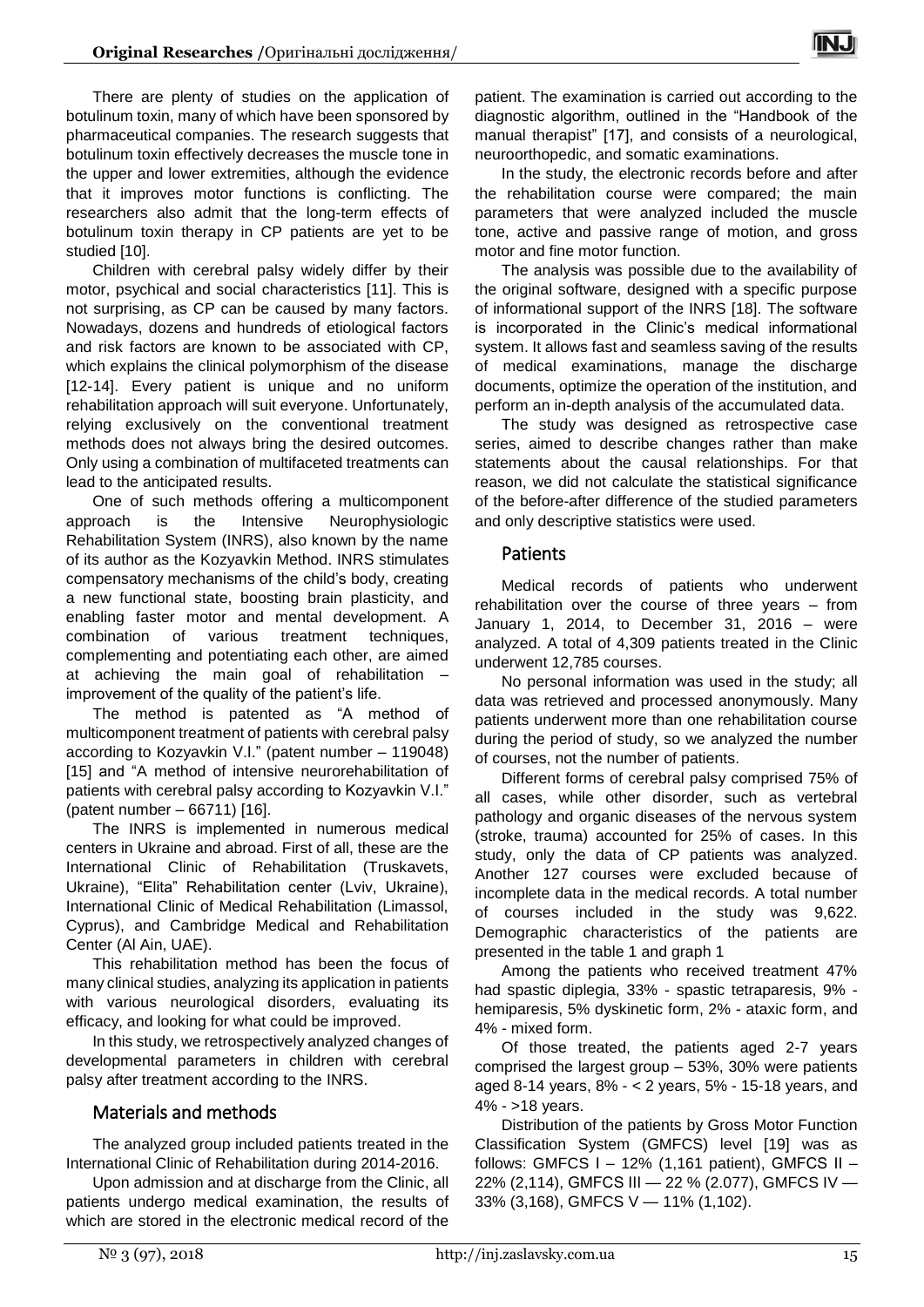There are plenty of studies on the application of botulinum toxin, many of which have been sponsored by pharmaceutical companies. The research suggests that botulinum toxin effectively decreases the muscle tone in the upper and lower extremities, although the evidence that it improves motor functions is conflicting. The researchers also admit that the long-term effects of botulinum toxin therapy in CP patients are yet to be studied [10].

Children with cerebral palsy widely differ by their motor, psychical and social characteristics [11]. This is not surprising, as CP can be caused by many factors. Nowadays, dozens and hundreds of etiological factors and risk factors are known to be associated with CP, which explains the clinical polymorphism of the disease [12-14]. Every patient is unique and no uniform rehabilitation approach will suit everyone. Unfortunately, relying exclusively on the conventional treatment methods does not always bring the desired outcomes. Only using a combination of multifaceted treatments can lead to the anticipated results.

One of such methods offering a multicomponent approach is the Intensive Neurophysiologic Rehabilitation System (INRS), also known by the name of its author as the Kozyavkin Method. INRS stimulates compensatory mechanisms of the child's body, creating a new functional state, boosting brain plasticity, and enabling faster motor and mental development. A combination of various treatment techniques, complementing and potentiating each other, are aimed at achieving the main goal of rehabilitation – improvement of the quality of the patient's life.

The method is patented as "A method of multicomponent treatment of patients with cerebral palsy according to Kozyavkin V.I." (patent number – 119048) [15] and "A method of intensive neurorehabilitation of patients with cerebral palsy according to Kozyavkin V.I." (patent number – 66711) [16].

The INRS is implemented in numerous medical centers in Ukraine and abroad. First of all, these are the International Clinic of Rehabilitation (Truskavets, Ukraine), "Elita" Rehabilitation center (Lviv, Ukraine), International Clinic of Medical Rehabilitation (Limassol, Cyprus), and Cambridge Medical and Rehabilitation Center (Al Ain, UAE).

This rehabilitation method has been the focus of many clinical studies, analyzing its application in patients with various neurological disorders, evaluating its efficacy, and looking for what could be improved.

In this study, we retrospectively analyzed changes of developmental parameters in children with cerebral palsy after treatment according to the INRS.

## Materials and methods

The analyzed group included patients treated in the International Clinic of Rehabilitation during 2014-2016.

Upon admission and at discharge from the Clinic, all patients undergo medical examination, the results of which are stored in the electronic medical record of the patient. The examination is carried out according to the diagnostic algorithm, outlined in the "Handbook of the manual therapist" [17], and consists of a neurological, neuroorthopedic, and somatic examinations.

In the study, the electronic records before and after the rehabilitation course were compared; the main parameters that were analyzed included the muscle tone, active and passive range of motion, and gross motor and fine motor function.

The analysis was possible due to the availability of the original software, designed with a specific purpose of informational support of the INRS [18]. The software is incorporated in the Clinic's medical informational system. It allows fast and seamless saving of the results of medical examinations, manage the discharge documents, optimize the operation of the institution, and perform an in-depth analysis of the accumulated data.

The study was designed as retrospective case series, aimed to describe changes rather than make statements about the causal relationships. For that reason, we did not calculate the statistical significance of the before-after difference of the studied parameters and only descriptive statistics were used.

## Patients

Medical records of patients who underwent rehabilitation over the course of three years – from January 1, 2014, to December 31, 2016 – were analyzed. A total of 4,309 patients treated in the Clinic underwent 12,785 courses.

No personal information was used in the study; all data was retrieved and processed anonymously. Many patients underwent more than one rehabilitation course during the period of study, so we analyzed the number of courses, not the number of patients.

Different forms of cerebral palsy comprised 75% of all cases, while other disorder, such as vertebral pathology and organic diseases of the nervous system (stroke, trauma) accounted for 25% of cases. In this study, only the data of CP patients was analyzed. Another 127 courses were excluded because of incomplete data in the medical records. A total number of courses included in the study was 9,622. Demographic characteristics of the patients are presented in the table 1 and graph 1

Among the patients who received treatment 47% had spastic diplegia, 33% - spastic tetraparesis, 9% - hemiparesis, 5% dyskinetic form, 2% - ataxic form, and 4% - mixed form.

Of those treated, the patients aged 2-7 years comprised the largest group – 53%, 30% were patients aged 8-14 years, 8% - < 2 years, 5% - 15-18 years, and 4% - >18 years.

Distribution of the patients by Gross Motor Function Classification System (GMFCS) level [19] was as follows: GMFCS I – 12% (1,161 patient), GMFCS II – 22% (2,114), GMFCS III — 22 % (2.077), GMFCS IV — 33% (3,168), GMFCS V — 11% (1,102).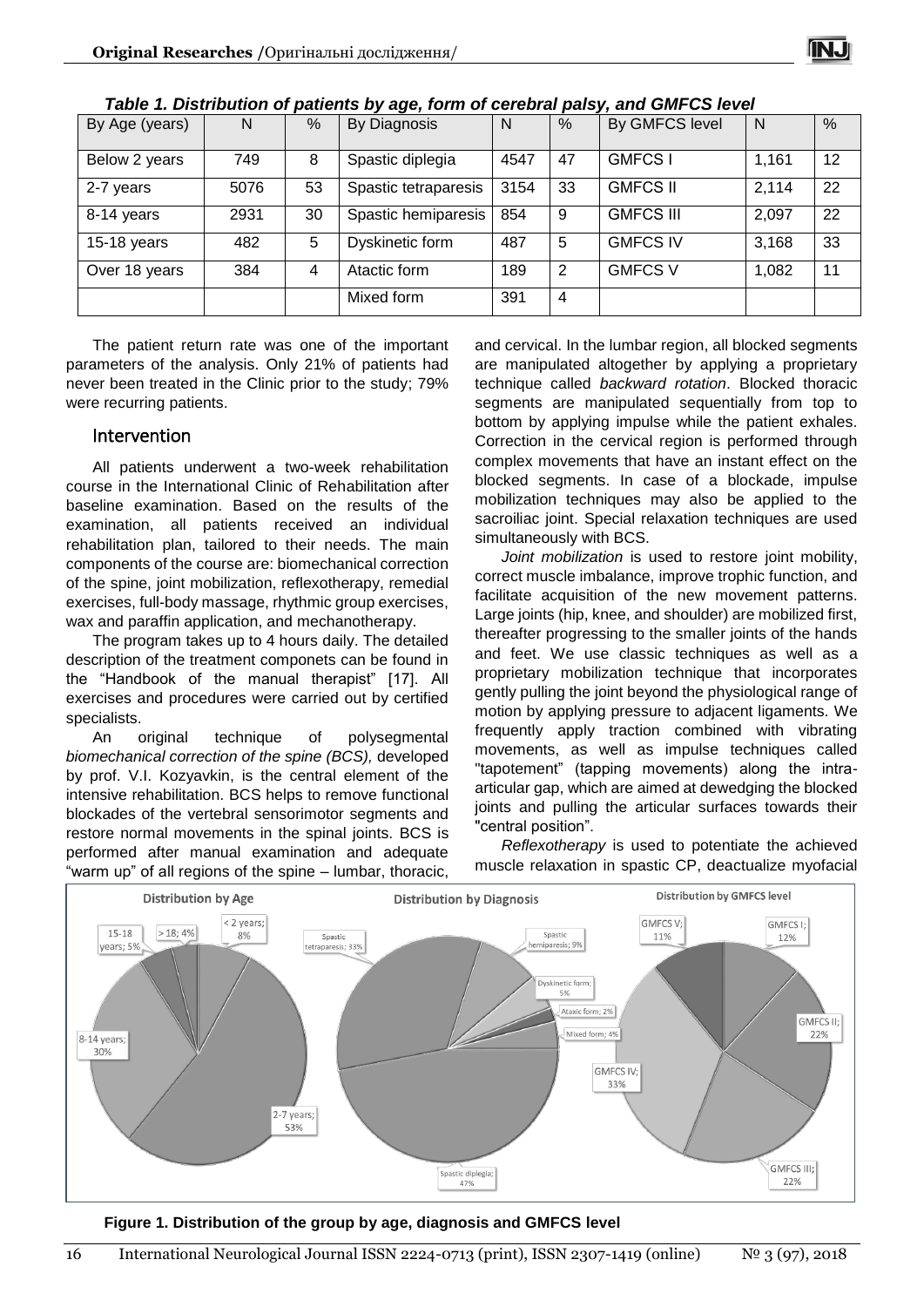*Table 1. Distribution of patients by age, form of cerebral palsy, and GMFCS level*

| By Age (years) | N | % | By Diagnosis | N | % | By GMFCS level | N | % |
|---|---|---|---|---|---|---|---|---|
| Below 2 years | 749 | 8 | Spastic diplegia | 4547 | 47 | GMFCS I | 1,161 | 12 |
| 2-7 years | 5076 | 53 | Spastic tetraparesis | 3154 | 33 | GMFCS II | 2,114 | 22 |
| 8-14 years | 2931 | 30 | Spastic hemiparesis | 854 | 9 | GMFCS III | 2,097 | 22 |
| 15-18 years | 482 | 5 | Dyskinetic form | 487 | 5 | GMFCS IV | 3,168 | 33 |
| Over 18 years | 384 | 4 | Atactic form | 189 | 2 | GMFCS V | 1,082 | 11 |
| | | | Mixed form | 391 | 4 | | | |

The patient return rate was one of the important parameters of the analysis. Only 21% of patients had never been treated in the Clinic prior to the study; 79% were recurring patients.

## Intervention

All patients underwent a two-week rehabilitation course in the International Clinic of Rehabilitation after baseline examination. Based on the results of the examination, all patients received an individual rehabilitation plan, tailored to their needs. The main components of the course are: biomechanical correction of the spine, joint mobilization, reflexotherapy, remedial exercises, full-body massage, rhythmic group exercises, wax and paraffin application, and mechanotherapy.

The program takes up to 4 hours daily. The detailed description of the treatment componets can be found in the "Handbook of the manual therapist" [17]. All exercises and procedures were carried out by certified specialists.

An original technique of polysegmental *biomechanical correction of the spine (BCS),* developed by prof. V.I. Kozyavkin, is the central element of the intensive rehabilitation. BCS helps to remove functional blockades of the vertebral sensorimotor segments and restore normal movements in the spinal joints. BCS is performed after manual examination and adequate "warm up" of all regions of the spine – lumbar, thoracic, and cervical. In the lumbar region, all blocked segments are manipulated altogether by applying a proprietary technique called *backward rotation*. Blocked thoracic segments are manipulated sequentially from top to bottom by applying impulse while the patient exhales. Correction in the cervical region is performed through complex movements that have an instant effect on the blocked segments. In case of a blockade, impulse mobilization techniques may also be applied to the sacroiliac joint. Special relaxation techniques are used simultaneously with BCS.

*Joint mobilization* is used to restore joint mobility, correct muscle imbalance, improve trophic function, and facilitate acquisition of the new movement patterns. Large joints (hip, knee, and shoulder) are mobilized first, thereafter progressing to the smaller joints of the hands and feet. We use classic techniques as well as a proprietary mobilization technique that incorporates gently pulling the joint beyond the physiological range of motion by applying pressure to adjacent ligaments. We frequently apply traction combined with vibrating movements, as well as impulse techniques called "tapotement" (tapping movements) along the intra-articular gap, which are aimed at dewedging the blocked joints and pulling the articular surfaces towards their "central position".

*Reflexotherapy* is used to potentiate the achieved muscle relaxation in spastic CP, deactualize myofacial

**Figure 1. Distribution of the group by age, diagnosis and GMFCS level**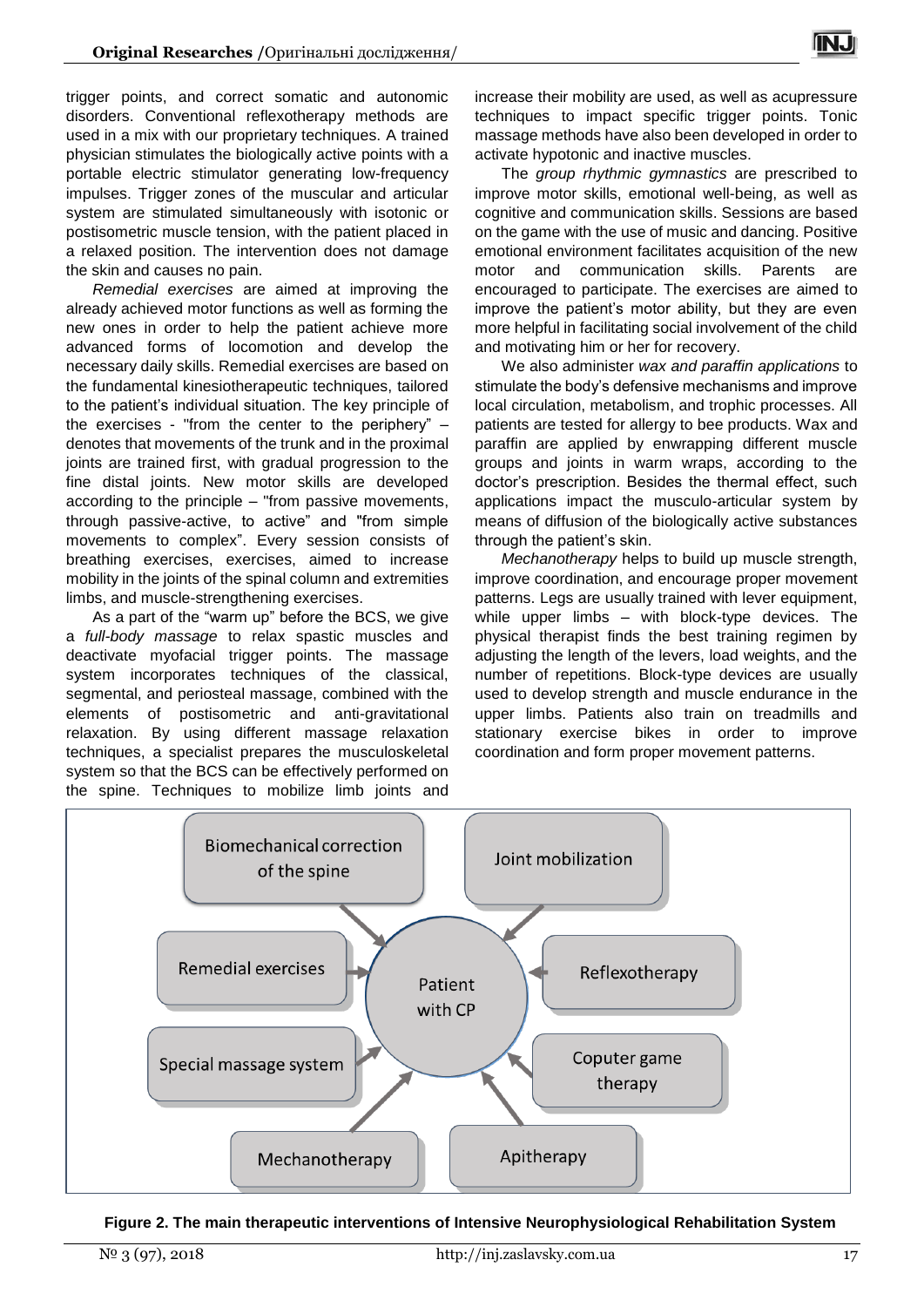trigger points, and correct somatic and autonomic disorders. Conventional reflexotherapy methods are used in a mix with our proprietary techniques. A trained physician stimulates the biologically active points with a portable electric stimulator generating low-frequency impulses. Trigger zones of the muscular and articular system are stimulated simultaneously with isotonic or postisometric muscle tension, with the patient placed in a relaxed position. The intervention does not damage the skin and causes no pain.

*Remedial exercises* are aimed at improving the already achieved motor functions as well as forming the new ones in order to help the patient achieve more advanced forms of locomotion and develop the necessary daily skills. Remedial exercises are based on the fundamental kinesiotherapeutic techniques, tailored to the patient's individual situation. The key principle of the exercises - "from the center to the periphery" – denotes that movements of the trunk and in the proximal joints are trained first, with gradual progression to the fine distal joints. New motor skills are developed according to the principle – "from passive movements, through passive-active, to active" and "from simple movements to complex". Every session consists of breathing exercises, exercises, aimed to increase mobility in the joints of the spinal column and extremities limbs, and muscle-strengthening exercises.

As a part of the "warm up" before the BCS, we give a *full-body massage* to relax spastic muscles and deactivate myofacial trigger points. The massage system incorporates techniques of the classical, segmental, and periosteal massage, combined with the elements of postisometric and anti-gravitational relaxation. By using different massage relaxation techniques, a specialist prepares the musculoskeletal system so that the BCS can be effectively performed on the spine. Techniques to mobilize limb joints and increase their mobility are used, as well as acupressure techniques to impact specific trigger points. Tonic massage methods have also been developed in order to activate hypotonic and inactive muscles.

The *group rhythmic gymnastics* are prescribed to improve motor skills, emotional well-being, as well as cognitive and communication skills. Sessions are based on the game with the use of music and dancing. Positive emotional environment facilitates acquisition of the new motor and communication skills. Parents are encouraged to participate. The exercises are aimed to improve the patient's motor ability, but they are even more helpful in facilitating social involvement of the child and motivating him or her for recovery.

We also administer *wax and paraffin applications* to stimulate the body's defensive mechanisms and improve local circulation, metabolism, and trophic processes. All patients are tested for allergy to bee products. Wax and paraffin are applied by enwrapping different muscle groups and joints in warm wraps, according to the doctor's prescription. Besides the thermal effect, such applications impact the musculo-articular system by means of diffusion of the biologically active substances through the patient's skin.

*Mechanotherapy* helps to build up muscle strength, improve coordination, and encourage proper movement patterns. Legs are usually trained with lever equipment, while upper limbs – with block-type devices. The physical therapist finds the best training regimen by adjusting the length of the levers, load weights, and the number of repetitions. Block-type devices are usually used to develop strength and muscle endurance in the upper limbs. Patients also train on treadmills and stationary exercise bikes in order to improve coordination and form proper movement patterns.

**Figure 2. The main therapeutic interventions of Intensive Neurophysiological Rehabilitation System**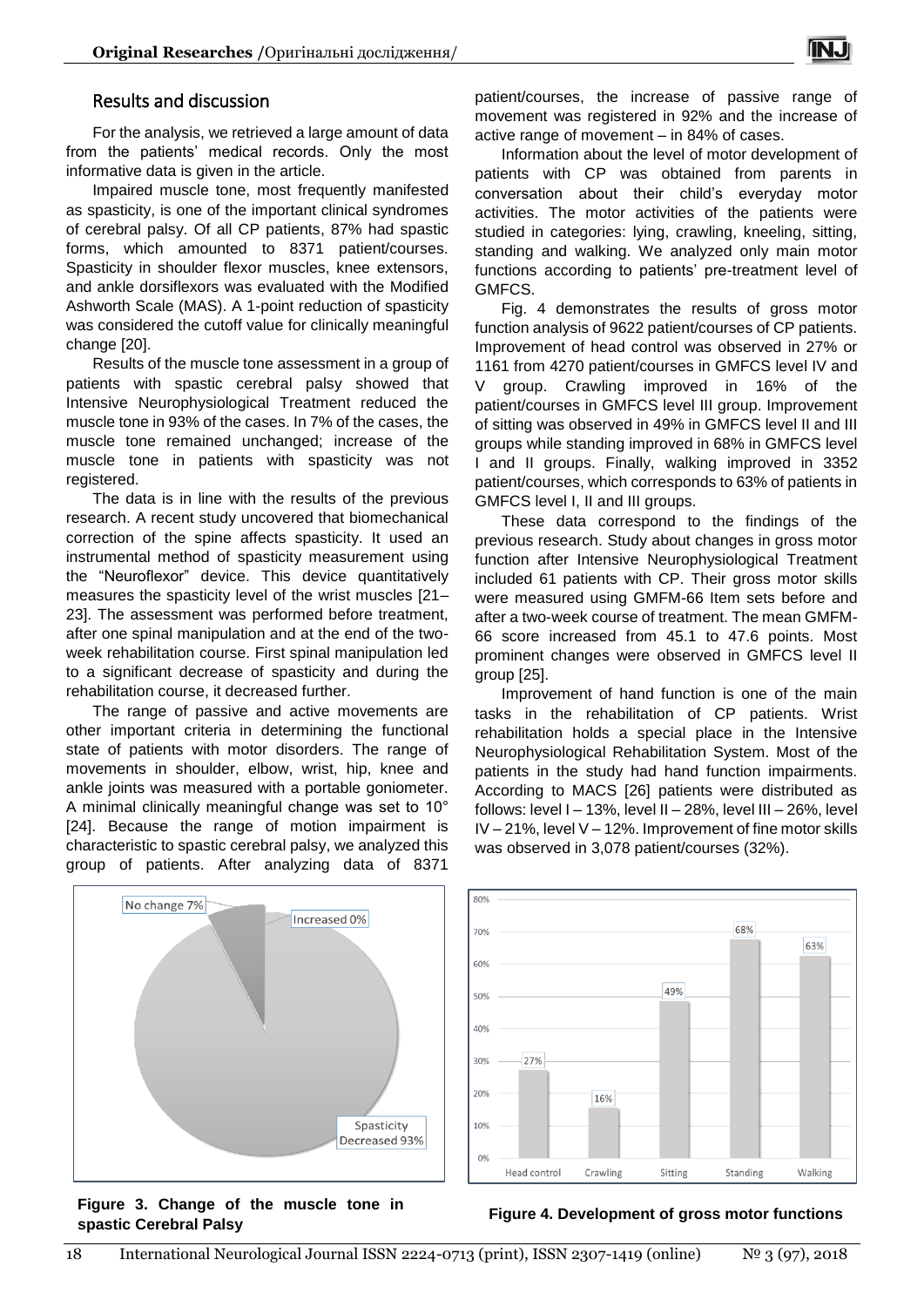## Results and discussion

For the analysis, we retrieved a large amount of data from the patients' medical records. Only the most informative data is given in the article.

Impaired muscle tone, most frequently manifested as spasticity, is one of the important clinical syndromes of cerebral palsy. Of all CP patients, 87% had spastic forms, which amounted to 8371 patient/courses. Spasticity in shoulder flexor muscles, knee extensors, and ankle dorsiflexors was evaluated with the Modified Ashworth Scale (MAS). A 1-point reduction of spasticity was considered the cutoff value for clinically meaningful change [20].

Results of the muscle tone assessment in a group of patients with spastic cerebral palsy showed that Intensive Neurophysiological Treatment reduced the muscle tone in 93% of the cases. In 7% of the cases, the muscle tone remained unchanged; increase of the muscle tone in patients with spasticity was not registered.

The data is in line with the results of the previous research. A recent study uncovered that biomechanical correction of the spine affects spasticity. It used an instrumental method of spasticity measurement using the "Neuroflexor" device. This device quantitatively measures the spasticity level of the wrist muscles [21–23]. The assessment was performed before treatment, after one spinal manipulation and at the end of the two-week rehabilitation course. First spinal manipulation led to a significant decrease of spasticity and during the rehabilitation course, it decreased further.

The range of passive and active movements are other important criteria in determining the functional state of patients with motor disorders. The range of movements in shoulder, elbow, wrist, hip, knee and ankle joints was measured with a portable goniometer. A minimal clinically meaningful change was set to 10° [24]. Because the range of motion impairment is characteristic to spastic cerebral palsy, we analyzed this group of patients. After analyzing data of 8371 patient/courses, the increase of passive range of movement was registered in 92% and the increase of active range of movement – in 84% of cases.

Information about the level of motor development of patients with CP was obtained from parents in conversation about their child's everyday motor activities. The motor activities of the patients were studied in categories: lying, crawling, kneeling, sitting, standing and walking. We analyzed only main motor functions according to patients' pre-treatment level of GMFCS.

Fig. 4 demonstrates the results of gross motor function analysis of 9622 patient/courses of CP patients. Improvement of head control was observed in 27% or 1161 from 4270 patient/courses in GMFCS level IV and V group. Crawling improved in 16% of the patient/courses in GMFCS level III group. Improvement of sitting was observed in 49% in GMFCS level II and III groups while standing improved in 68% in GMFCS level I and II groups. Finally, walking improved in 3352 patient/courses, which corresponds to 63% of patients in GMFCS level I, II and III groups.

These data correspond to the findings of the previous research. Study about changes in gross motor function after Intensive Neurophysiological Treatment included 61 patients with CP. Their gross motor skills were measured using GMFM-66 Item sets before and after a two-week course of treatment. The mean GMFM-66 score increased from 45.1 to 47.6 points. Most prominent changes were observed in GMFCS level II group [25].

Improvement of hand function is one of the main tasks in the rehabilitation of CP patients. Wrist rehabilitation holds a special place in the Intensive Neurophysiological Rehabilitation System. Most of the patients in the study had hand function impairments. According to MACS [26] patients were distributed as follows: level I – 13%, level II – 28%, level III – 26%, level IV – 21%, level V – 12%. Improvement of fine motor skills was observed in 3,078 patient/courses (32%).

**Figure 3. Change of the muscle tone in spastic Cerebral Palsy**

**Figure 4. Development of gross motor functions**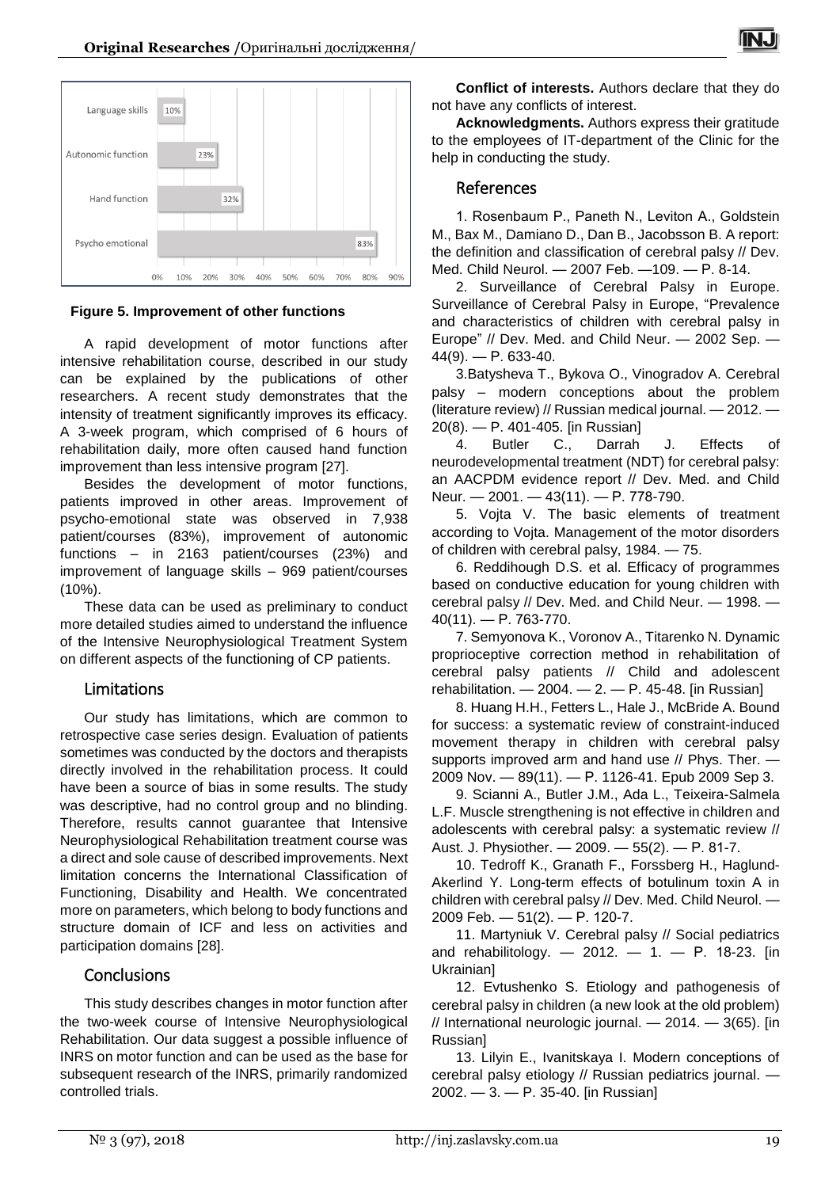Figure 5. Improvement of other functions

A rapid development of motor functions after intensive rehabilitation course, described in our study can be explained by the publications of other researchers. A recent study demonstrates that the intensity of treatment significantly improves its efficacy. A 3-week program, which comprised of 6 hours of rehabilitation daily, more often caused hand function improvement than less intensive program [27].

Besides the development of motor functions, patients improved in other areas. Improvement of psycho-emotional state was observed in 7,938 patient/courses (83%), improvement of autonomic functions – in 2163 patient/courses (23%) and improvement of language skills – 969 patient/courses (10%).

These data can be used as preliminary to conduct more detailed studies aimed to understand the influence of the Intensive Neurophysiological Treatment System on different aspects of the functioning of CP patients.

## Limitations

Our study has limitations, which are common to retrospective case series design. Evaluation of patients sometimes was conducted by the doctors and therapists directly involved in the rehabilitation process. It could have been a source of bias in some results. The study was descriptive, had no control group and no blinding. Therefore, results cannot guarantee that Intensive Neurophysiological Rehabilitation treatment course was a direct and sole cause of described improvements. Next limitation concerns the International Classification of Functioning, Disability and Health. We concentrated more on parameters, which belong to body functions and structure domain of ICF and less on activities and participation domains [28].

## Conclusions

This study describes changes in motor function after the two-week course of Intensive Neurophysiological Rehabilitation. Our data suggest a possible influence of INRS on motor function and can be used as the base for subsequent research of the INRS, primarily randomized controlled trials.

**Conflict of interests.** Authors declare that they do not have any conflicts of interest.

**Acknowledgments.** Authors express their gratitude to the employees of IT-department of the Clinic for the help in conducting the study.

## References

1. Rosenbaum P., Paneth N., Leviton A., Goldstein M., Bax M., Damiano D., Dan B., Jacobsson B. A report: the definition and classification of cerebral palsy // Dev. Med. Child Neurol. — 2007 Feb. —109. — P. 8-14.

2. Surveillance of Cerebral Palsy in Europe. Surveillance of Cerebral Palsy in Europe, "Prevalence and characteristics of children with cerebral palsy in Europe" // Dev. Med. and Child Neur. — 2002 Sep. — 44(9). — P. 633-40.

3. Batysheva T., Bykova O., Vinogradov A. Cerebral palsy – modern conceptions about the problem (literature review) // Russian medical journal. — 2012. — 20(8). — P. 401-405. [in Russian]

4. Butler C., Darrah J. Effects of neurodevelopmental treatment (NDT) for cerebral palsy: an AACPDM evidence report // Dev. Med. and Child Neur. — 2001. — 43(11). — P. 778-790.

5. Vojta V. The basic elements of treatment according to Vojta. Management of the motor disorders of children with cerebral palsy, 1984. — 75.

6. Reddihough D.S. et al. Efficacy of programmes based on conductive education for young children with cerebral palsy // Dev. Med. and Child Neur. — 1998. — 40(11). — P. 763-770.

7. Semyonova K., Voronov A., Titarenko N. Dynamic proprioceptive correction method in rehabilitation of cerebral palsy patients // Child and adolescent rehabilitation. — 2004. — 2. — P. 45-48. [in Russian]

8. Huang H.H., Fetters L., Hale J., McBride A. Bound for success: a systematic review of constraint-induced movement therapy in children with cerebral palsy supports improved arm and hand use // Phys. Ther. — 2009 Nov. — 89(11). — P. 1126-41. Epub 2009 Sep 3.

9. Scianni A., Butler J.M., Ada L., Teixeira-Salmela L.F. Muscle strengthening is not effective in children and adolescents with cerebral palsy: a systematic review // Aust. J. Physiother. — 2009. — 55(2). — P. 81-7.

10. Tedroff K., Granath F., Forssberg H., Haglund-Akerlind Y. Long-term effects of botulinum toxin A in children with cerebral palsy // Dev. Med. Child Neurol. — 2009 Feb. — 51(2). — P. 120-7.

11. Martyniuk V. Cerebral palsy // Social pediatrics and rehabilitology. — 2012. — 1. — P. 18-23. [in Ukrainian]

12. Evtushenko S. Etiology and pathogenesis of cerebral palsy in children (a new look at the old problem) // International neurologic journal. — 2014. — 3(65). [in Russian]

13. Lilyin E., Ivanitskaya I. Modern conceptions of cerebral palsy etiology // Russian pediatrics journal. — 2002. — 3. — P. 35-40. [in Russian]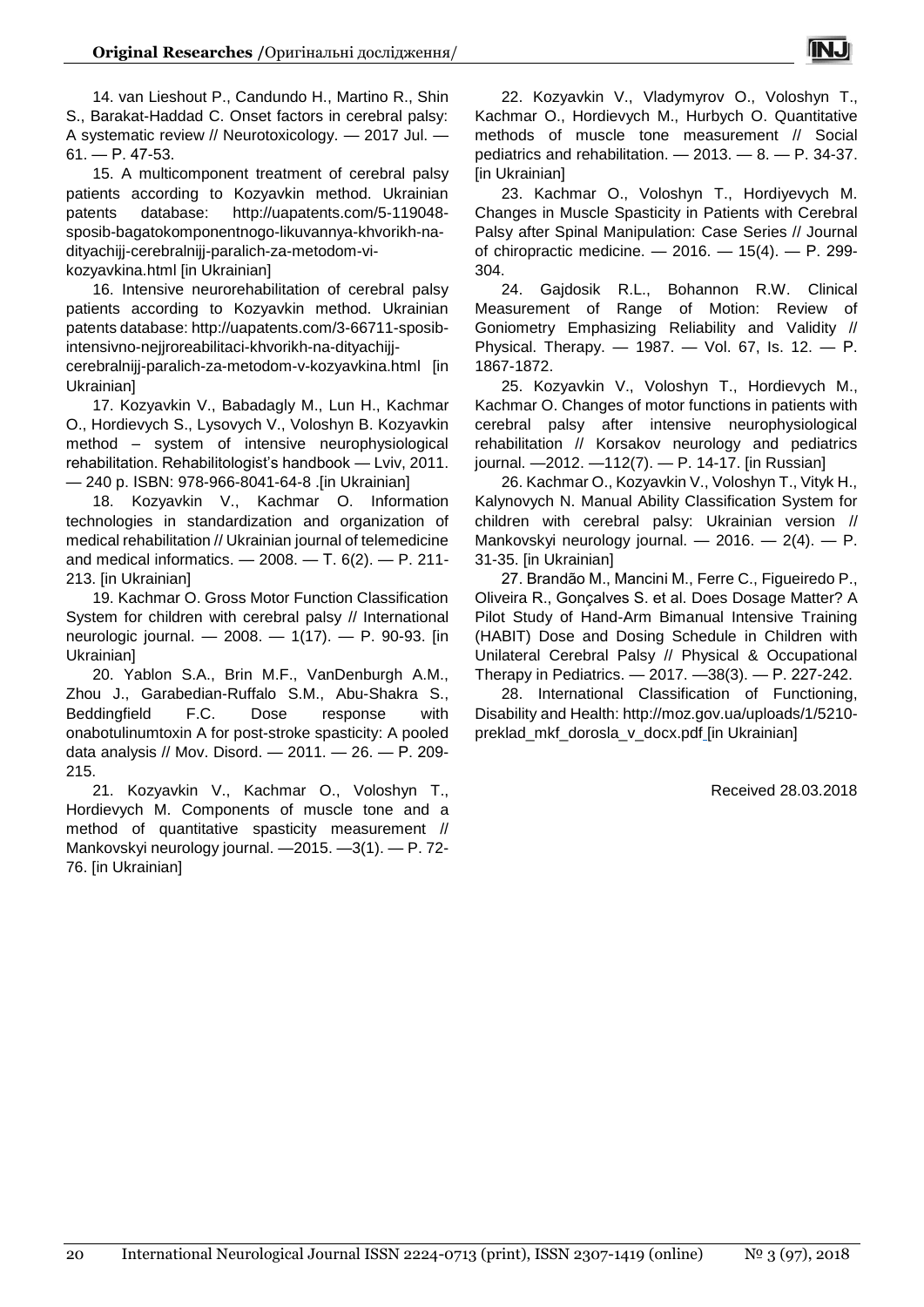14. van Lieshout P., Candundo H., Martino R., Shin S., Barakat-Haddad C. Onset factors in cerebral palsy: A systematic review // Neurotoxicology. — 2017 Jul. — 61. — P. 47-53.

15. A multicomponent treatment of cerebral palsy patients according to Kozyavkin method. Ukrainian patents database: http://uapatents.com/5-119048-sposib-bagatokomponentnogo-likuvannya-khvorikh-na-dityachijj-cerebralnijj-paralich-za-metodom-vi-kozyavkina.html [in Ukrainian]

16. Intensive neurorehabilitation of cerebral palsy patients according to Kozyavkin method. Ukrainian patents database: http://uapatents.com/3-66711-sposib-intensivno-nejjroreabilitaci-khvorikh-na-dityachijj-cerebralnijj-paralich-za-metodom-v-kozyavkina.html [in Ukrainian]

17. Kozyavkin V., Babadagly M., Lun H., Kachmar O., Hordievych S., Lysovych V., Voloshyn B. Kozyavkin method – system of intensive neurophysiological rehabilitation. Rehabilitologist's handbook — Lviv, 2011. — 240 p. ISBN: 978-966-8041-64-8 .[in Ukrainian]

18. Kozyavkin V., Kachmar O. Information technologies in standardization and organization of medical rehabilitation // Ukrainian journal of telemedicine and medical informatics. — 2008. — T. 6(2). — P. 211-213. [in Ukrainian]

19. Kachmar O. Gross Motor Function Classification System for children with cerebral palsy // International neurologic journal. — 2008. — 1(17). — P. 90-93. [in Ukrainian]

20. Yablon S.A., Brin M.F., VanDenburgh A.M., Zhou J., Garabedian-Ruffalo S.M., Abu-Shakra S., Beddingfield F.C. Dose response with onabotulinumtoxin A for post-stroke spasticity: A pooled data analysis // Mov. Disord. — 2011. — 26. — P. 209-215.

21. Kozyavkin V., Kachmar O., Voloshyn T., Hordievych M. Components of muscle tone and a method of quantitative spasticity measurement // Mankovskyi neurology journal. —2015. —3(1). — P. 72-76. [in Ukrainian]

22. Kozyavkin V., Vladymyrov O., Voloshyn T., Kachmar O., Hordievych M., Hurbych O. Quantitative methods of muscle tone measurement // Social pediatrics and rehabilitation. — 2013. — 8. — P. 34-37. [in Ukrainian]

23. Kachmar O., Voloshyn T., Hordiyevych M. Changes in Muscle Spasticity in Patients with Cerebral Palsy after Spinal Manipulation: Case Series // Journal of chiropractic medicine. — 2016. — 15(4). — P. 299-304.

24. Gajdosik R.L., Bohannon R.W. Clinical Measurement of Range of Motion: Review of Goniometry Emphasizing Reliability and Validity // Physical. Therapy. — 1987. — Vol. 67, Is. 12. — P. 1867-1872.

25. Kozyavkin V., Voloshyn T., Hordievych M., Kachmar O. Changes of motor functions in patients with cerebral palsy after intensive neurophysiological rehabilitation // Korsakov neurology and pediatrics journal. —2012. —112(7). — P. 14-17. [in Russian]

26. Kachmar O., Kozyavkin V., Voloshyn T., Vityk H., Kalynovych N. Manual Ability Classification System for children with cerebral palsy: Ukrainian version // Mankovskyi neurology journal. — 2016. — 2(4). — P. 31-35. [in Ukrainian]

27. Brandão M., Mancini M., Ferre C., Figueiredo P., Oliveira R., Gonçalves S. et al. Does Dosage Matter? A Pilot Study of Hand-Arm Bimanual Intensive Training (HABIT) Dose and Dosing Schedule in Children with Unilateral Cerebral Palsy // Physical & Occupational Therapy in Pediatrics. — 2017. —38(3). — P. 227-242.

28. International Classification of Functioning, Disability and Health: http://moz.gov.ua/uploads/1/5210-preklad_mkf_dorosla_v_docx.pdf [in Ukrainian]

Received 28.03.2018